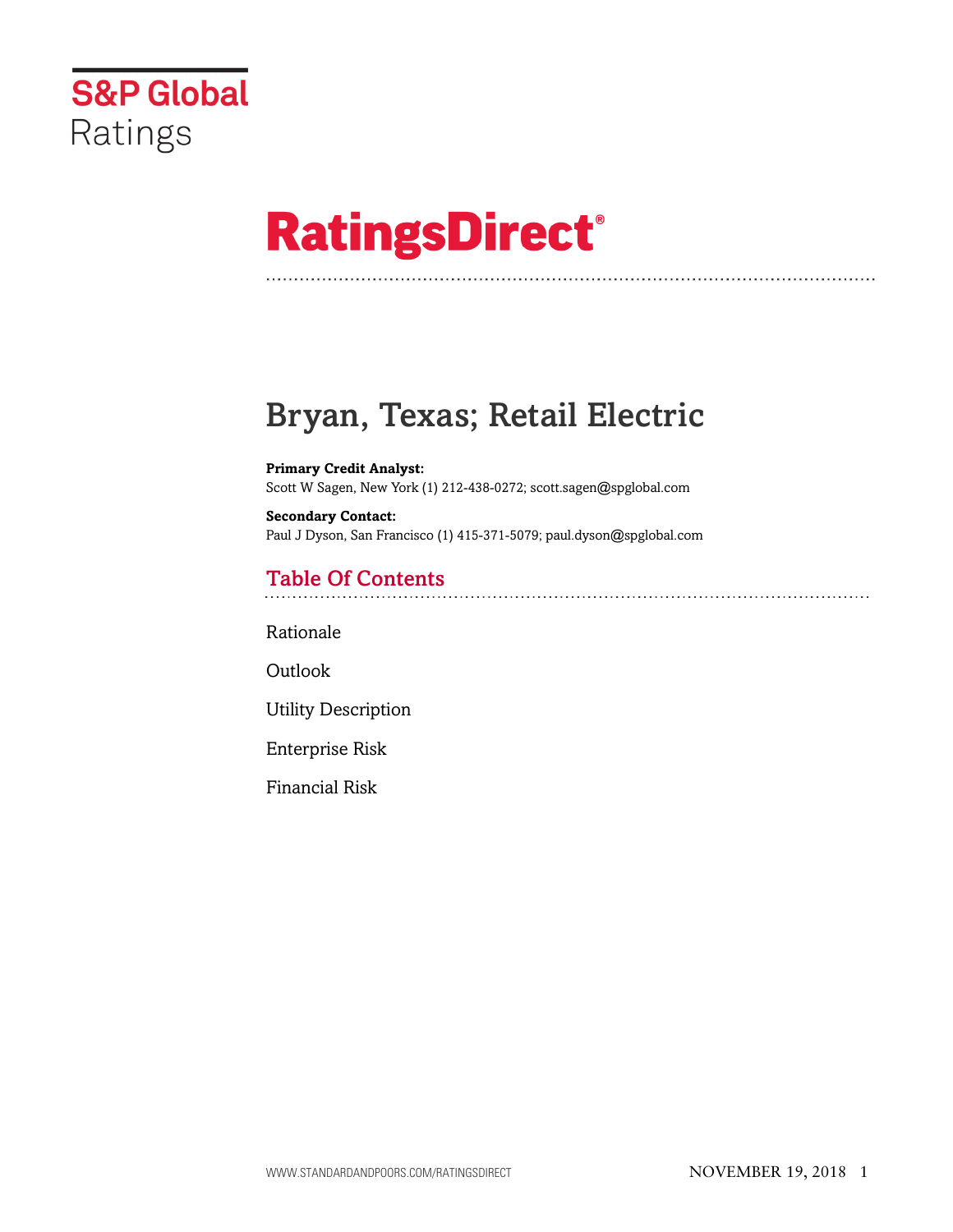S&P Global Ratings

# RatingsDirect®

# Bryan, Texas; Retail Electric

**Primary Credit Analyst:**
Scott W Sagen, New York (1) 212-438-0272; scott.sagen@spglobal.com

**Secondary Contact:**
Paul J Dyson, San Francisco (1) 415-371-5079; paul.dyson@spglobal.com

## Table Of Contents

Rationale

Outlook

Utility Description

Enterprise Risk

Financial Risk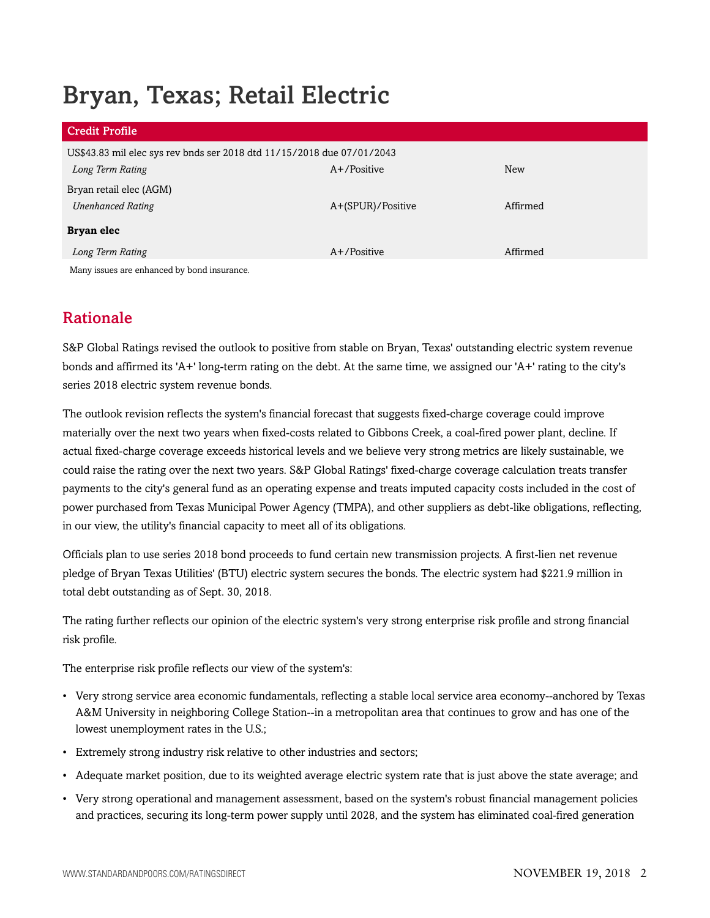# Bryan, Texas; Retail Electric

| Credit Profile | | |
|---|---|---|
| US$43.83 mil elec sys rev bnds ser 2018 dtd 11/15/2018 due 07/01/2043 | | |
| *Long Term Rating* | A+/Positive | New |
| Bryan retail elec (AGM) | | |
| *Unenhanced Rating* | A+(SPUR)/Positive | Affirmed |
| **Bryan elec** | | |
| *Long Term Rating* | A+/Positive | Affirmed |

Many issues are enhanced by bond insurance.

## Rationale

S&P Global Ratings revised the outlook to positive from stable on Bryan, Texas' outstanding electric system revenue bonds and affirmed its 'A+' long-term rating on the debt. At the same time, we assigned our 'A+' rating to the city's series 2018 electric system revenue bonds.

The outlook revision reflects the system's financial forecast that suggests fixed-charge coverage could improve materially over the next two years when fixed-costs related to Gibbons Creek, a coal-fired power plant, decline. If actual fixed-charge coverage exceeds historical levels and we believe very strong metrics are likely sustainable, we could raise the rating over the next two years. S&P Global Ratings' fixed-charge coverage calculation treats transfer payments to the city's general fund as an operating expense and treats imputed capacity costs included in the cost of power purchased from Texas Municipal Power Agency (TMPA), and other suppliers as debt-like obligations, reflecting, in our view, the utility's financial capacity to meet all of its obligations.

Officials plan to use series 2018 bond proceeds to fund certain new transmission projects. A first-lien net revenue pledge of Bryan Texas Utilities' (BTU) electric system secures the bonds. The electric system had $221.9 million in total debt outstanding as of Sept. 30, 2018.

The rating further reflects our opinion of the electric system's very strong enterprise risk profile and strong financial risk profile.

The enterprise risk profile reflects our view of the system's:

- Very strong service area economic fundamentals, reflecting a stable local service area economy--anchored by Texas A&M University in neighboring College Station--in a metropolitan area that continues to grow and has one of the lowest unemployment rates in the U.S.;
- Extremely strong industry risk relative to other industries and sectors;
- Adequate market position, due to its weighted average electric system rate that is just above the state average; and
- Very strong operational and management assessment, based on the system's robust financial management policies and practices, securing its long-term power supply until 2028, and the system has eliminated coal-fired generation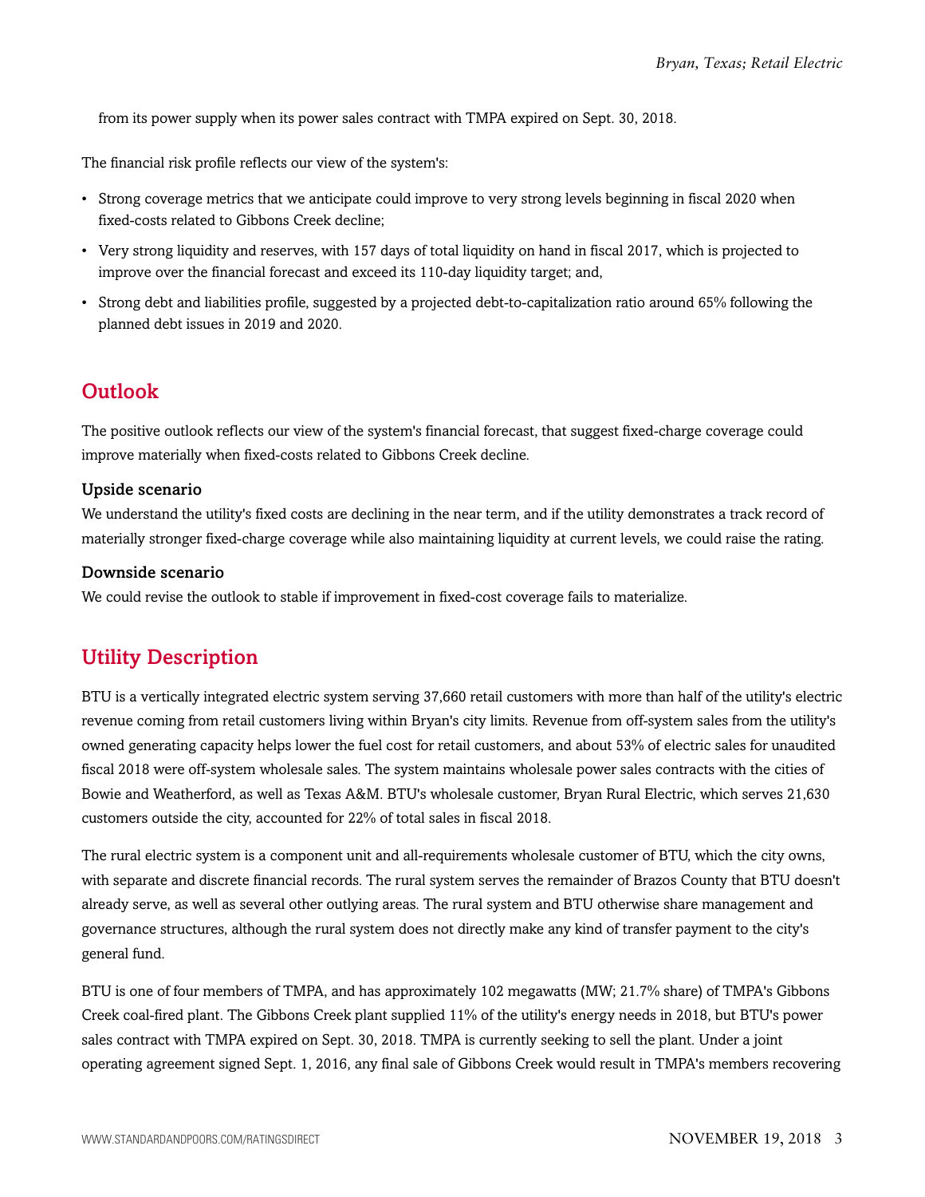from its power supply when its power sales contract with TMPA expired on Sept. 30, 2018.

The financial risk profile reflects our view of the system's:

- Strong coverage metrics that we anticipate could improve to very strong levels beginning in fiscal 2020 when fixed-costs related to Gibbons Creek decline;
- Very strong liquidity and reserves, with 157 days of total liquidity on hand in fiscal 2017, which is projected to improve over the financial forecast and exceed its 110-day liquidity target; and,
- Strong debt and liabilities profile, suggested by a projected debt-to-capitalization ratio around 65% following the planned debt issues in 2019 and 2020.

## Outlook

The positive outlook reflects our view of the system's financial forecast, that suggest fixed-charge coverage could improve materially when fixed-costs related to Gibbons Creek decline.

### Upside scenario

We understand the utility's fixed costs are declining in the near term, and if the utility demonstrates a track record of materially stronger fixed-charge coverage while also maintaining liquidity at current levels, we could raise the rating.

### Downside scenario

We could revise the outlook to stable if improvement in fixed-cost coverage fails to materialize.

## Utility Description

BTU is a vertically integrated electric system serving 37,660 retail customers with more than half of the utility's electric revenue coming from retail customers living within Bryan's city limits. Revenue from off-system sales from the utility's owned generating capacity helps lower the fuel cost for retail customers, and about 53% of electric sales for unaudited fiscal 2018 were off-system wholesale sales. The system maintains wholesale power sales contracts with the cities of Bowie and Weatherford, as well as Texas A&M. BTU's wholesale customer, Bryan Rural Electric, which serves 21,630 customers outside the city, accounted for 22% of total sales in fiscal 2018.

The rural electric system is a component unit and all-requirements wholesale customer of BTU, which the city owns, with separate and discrete financial records. The rural system serves the remainder of Brazos County that BTU doesn't already serve, as well as several other outlying areas. The rural system and BTU otherwise share management and governance structures, although the rural system does not directly make any kind of transfer payment to the city's general fund.

BTU is one of four members of TMPA, and has approximately 102 megawatts (MW; 21.7% share) of TMPA's Gibbons Creek coal-fired plant. The Gibbons Creek plant supplied 11% of the utility's energy needs in 2018, but BTU's power sales contract with TMPA expired on Sept. 30, 2018. TMPA is currently seeking to sell the plant. Under a joint operating agreement signed Sept. 1, 2016, any final sale of Gibbons Creek would result in TMPA's members recovering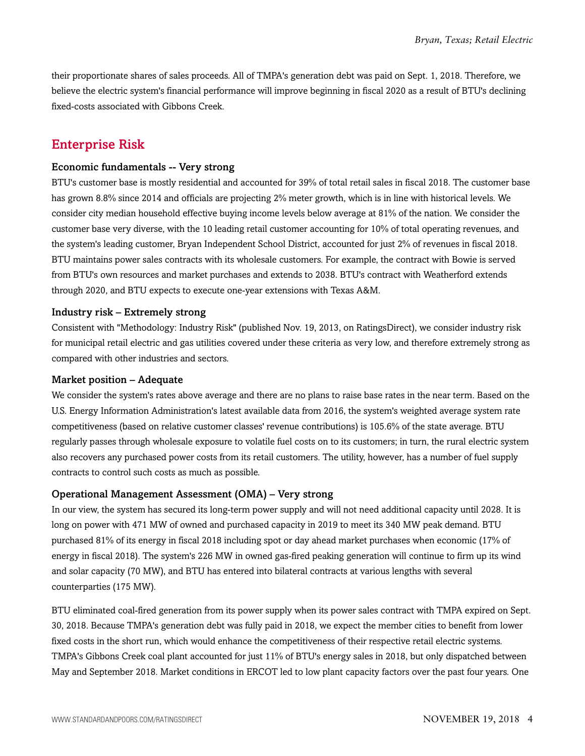their proportionate shares of sales proceeds. All of TMPA's generation debt was paid on Sept. 1, 2018. Therefore, we believe the electric system's financial performance will improve beginning in fiscal 2020 as a result of BTU's declining fixed-costs associated with Gibbons Creek.

## Enterprise Risk

### Economic fundamentals -- Very strong

BTU's customer base is mostly residential and accounted for 39% of total retail sales in fiscal 2018. The customer base has grown 8.8% since 2014 and officials are projecting 2% meter growth, which is in line with historical levels. We consider city median household effective buying income levels below average at 81% of the nation. We consider the customer base very diverse, with the 10 leading retail customer accounting for 10% of total operating revenues, and the system's leading customer, Bryan Independent School District, accounted for just 2% of revenues in fiscal 2018. BTU maintains power sales contracts with its wholesale customers. For example, the contract with Bowie is served from BTU's own resources and market purchases and extends to 2038. BTU's contract with Weatherford extends through 2020, and BTU expects to execute one-year extensions with Texas A&M.

### Industry risk – Extremely strong

Consistent with "Methodology: Industry Risk" (published Nov. 19, 2013, on RatingsDirect), we consider industry risk for municipal retail electric and gas utilities covered under these criteria as very low, and therefore extremely strong as compared with other industries and sectors.

### Market position – Adequate

We consider the system's rates above average and there are no plans to raise base rates in the near term. Based on the U.S. Energy Information Administration's latest available data from 2016, the system's weighted average system rate competitiveness (based on relative customer classes' revenue contributions) is 105.6% of the state average. BTU regularly passes through wholesale exposure to volatile fuel costs on to its customers; in turn, the rural electric system also recovers any purchased power costs from its retail customers. The utility, however, has a number of fuel supply contracts to control such costs as much as possible.

### Operational Management Assessment (OMA) – Very strong

In our view, the system has secured its long-term power supply and will not need additional capacity until 2028. It is long on power with 471 MW of owned and purchased capacity in 2019 to meet its 340 MW peak demand. BTU purchased 81% of its energy in fiscal 2018 including spot or day ahead market purchases when economic (17% of energy in fiscal 2018). The system's 226 MW in owned gas-fired peaking generation will continue to firm up its wind and solar capacity (70 MW), and BTU has entered into bilateral contracts at various lengths with several counterparties (175 MW).

BTU eliminated coal-fired generation from its power supply when its power sales contract with TMPA expired on Sept. 30, 2018. Because TMPA's generation debt was fully paid in 2018, we expect the member cities to benefit from lower fixed costs in the short run, which would enhance the competitiveness of their respective retail electric systems. TMPA's Gibbons Creek coal plant accounted for just 11% of BTU's energy sales in 2018, but only dispatched between May and September 2018. Market conditions in ERCOT led to low plant capacity factors over the past four years. One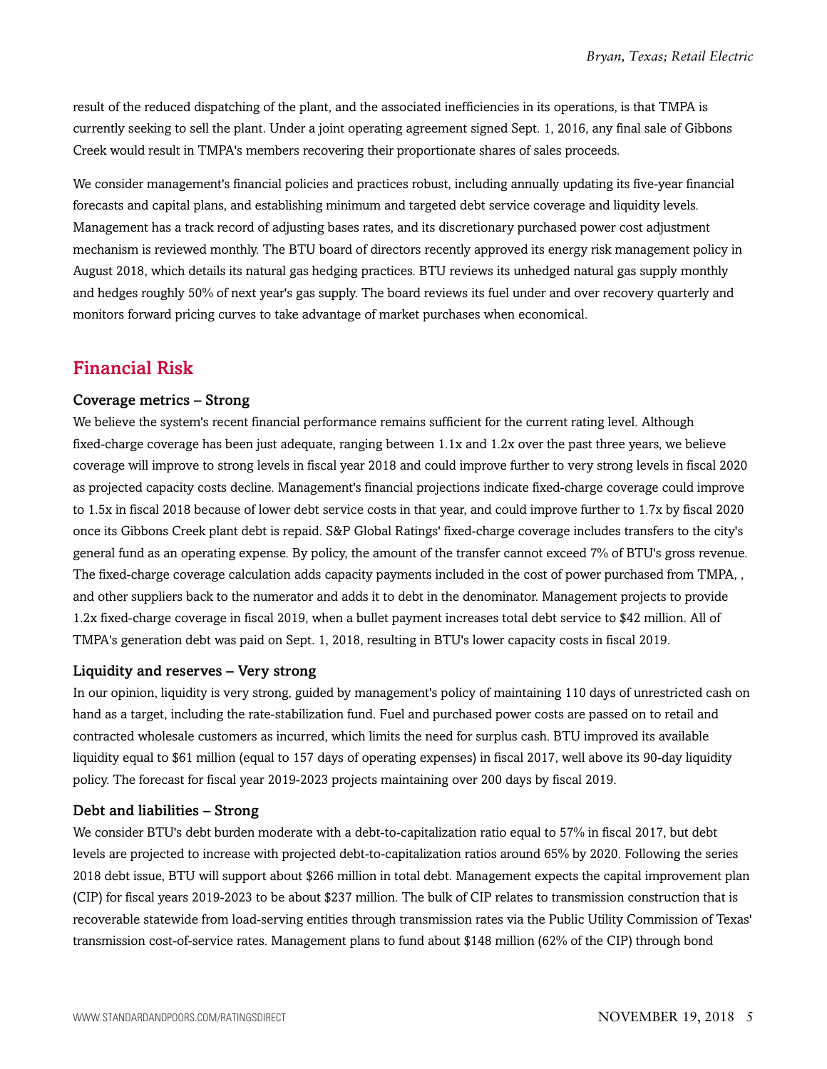result of the reduced dispatching of the plant, and the associated inefficiencies in its operations, is that TMPA is currently seeking to sell the plant. Under a joint operating agreement signed Sept. 1, 2016, any final sale of Gibbons Creek would result in TMPA's members recovering their proportionate shares of sales proceeds.

We consider management's financial policies and practices robust, including annually updating its five-year financial forecasts and capital plans, and establishing minimum and targeted debt service coverage and liquidity levels. Management has a track record of adjusting bases rates, and its discretionary purchased power cost adjustment mechanism is reviewed monthly. The BTU board of directors recently approved its energy risk management policy in August 2018, which details its natural gas hedging practices. BTU reviews its unhedged natural gas supply monthly and hedges roughly 50% of next year's gas supply. The board reviews its fuel under and over recovery quarterly and monitors forward pricing curves to take advantage of market purchases when economical.

## Financial Risk

### Coverage metrics – Strong

We believe the system's recent financial performance remains sufficient for the current rating level. Although fixed-charge coverage has been just adequate, ranging between 1.1x and 1.2x over the past three years, we believe coverage will improve to strong levels in fiscal year 2018 and could improve further to very strong levels in fiscal 2020 as projected capacity costs decline. Management's financial projections indicate fixed-charge coverage could improve to 1.5x in fiscal 2018 because of lower debt service costs in that year, and could improve further to 1.7x by fiscal 2020 once its Gibbons Creek plant debt is repaid. S&P Global Ratings' fixed-charge coverage includes transfers to the city's general fund as an operating expense. By policy, the amount of the transfer cannot exceed 7% of BTU's gross revenue. The fixed-charge coverage calculation adds capacity payments included in the cost of power purchased from TMPA, , and other suppliers back to the numerator and adds it to debt in the denominator. Management projects to provide 1.2x fixed-charge coverage in fiscal 2019, when a bullet payment increases total debt service to $42 million. All of TMPA's generation debt was paid on Sept. 1, 2018, resulting in BTU's lower capacity costs in fiscal 2019.

### Liquidity and reserves – Very strong

In our opinion, liquidity is very strong, guided by management's policy of maintaining 110 days of unrestricted cash on hand as a target, including the rate-stabilization fund. Fuel and purchased power costs are passed on to retail and contracted wholesale customers as incurred, which limits the need for surplus cash. BTU improved its available liquidity equal to $61 million (equal to 157 days of operating expenses) in fiscal 2017, well above its 90-day liquidity policy. The forecast for fiscal year 2019-2023 projects maintaining over 200 days by fiscal 2019.

### Debt and liabilities – Strong

We consider BTU's debt burden moderate with a debt-to-capitalization ratio equal to 57% in fiscal 2017, but debt levels are projected to increase with projected debt-to-capitalization ratios around 65% by 2020. Following the series 2018 debt issue, BTU will support about $266 million in total debt. Management expects the capital improvement plan (CIP) for fiscal years 2019-2023 to be about $237 million. The bulk of CIP relates to transmission construction that is recoverable statewide from load-serving entities through transmission rates via the Public Utility Commission of Texas' transmission cost-of-service rates. Management plans to fund about $148 million (62% of the CIP) through bond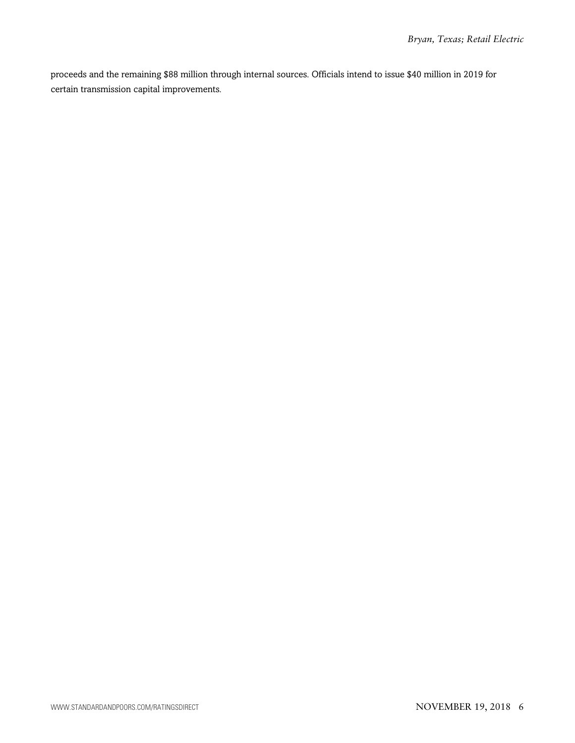proceeds and the remaining $88 million through internal sources. Officials intend to issue $40 million in 2019 for certain transmission capital improvements.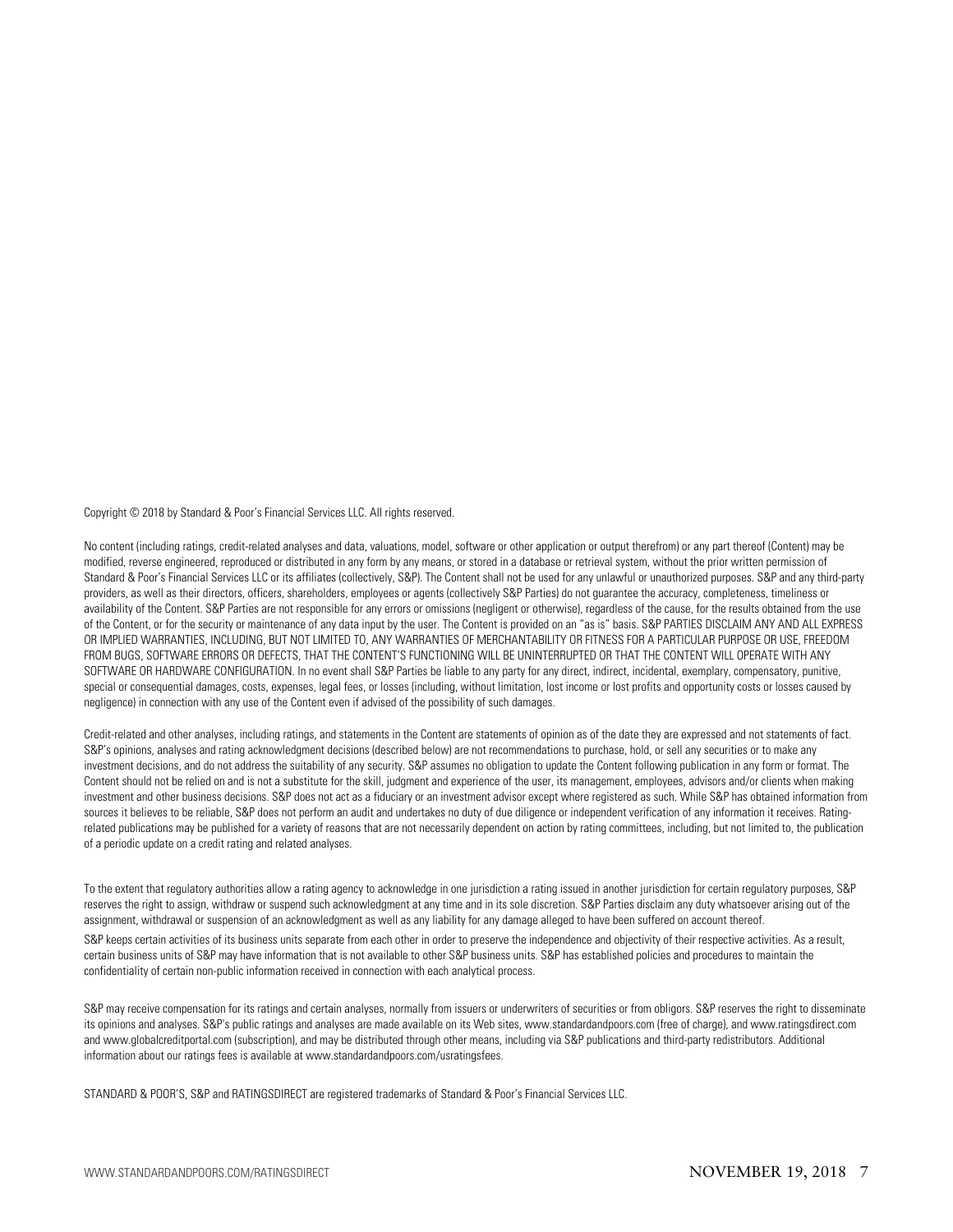Copyright © 2018 by Standard & Poor's Financial Services LLC. All rights reserved.

No content (including ratings, credit-related analyses and data, valuations, model, software or other application or output therefrom) or any part thereof (Content) may be modified, reverse engineered, reproduced or distributed in any form by any means, or stored in a database or retrieval system, without the prior written permission of Standard & Poor's Financial Services LLC or its affiliates (collectively, S&P). The Content shall not be used for any unlawful or unauthorized purposes. S&P and any third-party providers, as well as their directors, officers, shareholders, employees or agents (collectively S&P Parties) do not guarantee the accuracy, completeness, timeliness or availability of the Content. S&P Parties are not responsible for any errors or omissions (negligent or otherwise), regardless of the cause, for the results obtained from the use of the Content, or for the security or maintenance of any data input by the user. The Content is provided on an "as is" basis. S&P PARTIES DISCLAIM ANY AND ALL EXPRESS OR IMPLIED WARRANTIES, INCLUDING, BUT NOT LIMITED TO, ANY WARRANTIES OF MERCHANTABILITY OR FITNESS FOR A PARTICULAR PURPOSE OR USE, FREEDOM FROM BUGS, SOFTWARE ERRORS OR DEFECTS, THAT THE CONTENT'S FUNCTIONING WILL BE UNINTERRUPTED OR THAT THE CONTENT WILL OPERATE WITH ANY SOFTWARE OR HARDWARE CONFIGURATION. In no event shall S&P Parties be liable to any party for any direct, indirect, incidental, exemplary, compensatory, punitive, special or consequential damages, costs, expenses, legal fees, or losses (including, without limitation, lost income or lost profits and opportunity costs or losses caused by negligence) in connection with any use of the Content even if advised of the possibility of such damages.

Credit-related and other analyses, including ratings, and statements in the Content are statements of opinion as of the date they are expressed and not statements of fact. S&P's opinions, analyses and rating acknowledgment decisions (described below) are not recommendations to purchase, hold, or sell any securities or to make any investment decisions, and do not address the suitability of any security. S&P assumes no obligation to update the Content following publication in any form or format. The Content should not be relied on and is not a substitute for the skill, judgment and experience of the user, its management, employees, advisors and/or clients when making investment and other business decisions. S&P does not act as a fiduciary or an investment advisor except where registered as such. While S&P has obtained information from sources it believes to be reliable, S&P does not perform an audit and undertakes no duty of due diligence or independent verification of any information it receives. Rating-related publications may be published for a variety of reasons that are not necessarily dependent on action by rating committees, including, but not limited to, the publication of a periodic update on a credit rating and related analyses.

To the extent that regulatory authorities allow a rating agency to acknowledge in one jurisdiction a rating issued in another jurisdiction for certain regulatory purposes, S&P reserves the right to assign, withdraw or suspend such acknowledgment at any time and in its sole discretion. S&P Parties disclaim any duty whatsoever arising out of the assignment, withdrawal or suspension of an acknowledgment as well as any liability for any damage alleged to have been suffered on account thereof.

S&P keeps certain activities of its business units separate from each other in order to preserve the independence and objectivity of their respective activities. As a result, certain business units of S&P may have information that is not available to other S&P business units. S&P has established policies and procedures to maintain the confidentiality of certain non-public information received in connection with each analytical process.

S&P may receive compensation for its ratings and certain analyses, normally from issuers or underwriters of securities or from obligors. S&P reserves the right to disseminate its opinions and analyses. S&P's public ratings and analyses are made available on its Web sites, www.standardandpoors.com (free of charge), and www.ratingsdirect.com and www.globalcreditportal.com (subscription), and may be distributed through other means, including via S&P publications and third-party redistributors. Additional information about our ratings fees is available at www.standardandpoors.com/usratingsfees.

STANDARD & POOR'S, S&P and RATINGSDIRECT are registered trademarks of Standard & Poor's Financial Services LLC.